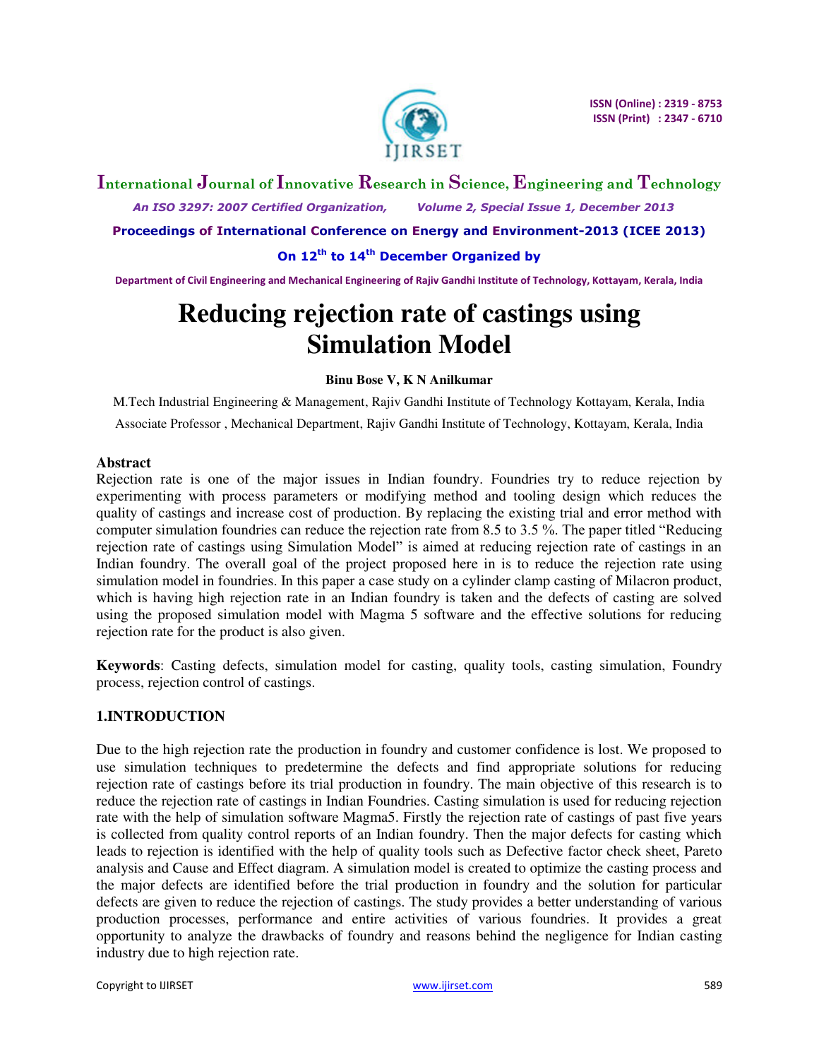# Reducing rejection rate of castings using Simulation Model

**Binu Bose V, K N Anilkumar**

M.Tech Industrial Engineering & Management, Rajiv Gandhi Institute of Technology Kottayam, Kerala, India

Associate Professor , Mechanical Department, Rajiv Gandhi Institute of Technology, Kottayam, Kerala, India

## Abstract

Rejection rate is one of the major issues in Indian foundry. Foundries try to reduce rejection by experimenting with process parameters or modifying method and tooling design which reduces the quality of castings and increase cost of production. By replacing the existing trial and error method with computer simulation foundries can reduce the rejection rate from 8.5 to 3.5 %. The paper titled "Reducing rejection rate of castings using Simulation Model" is aimed at reducing rejection rate of castings in an Indian foundry. The overall goal of the project proposed here in is to reduce the rejection rate using simulation model in foundries. In this paper a case study on a cylinder clamp casting of Milacron product, which is having high rejection rate in an Indian foundry is taken and the defects of casting are solved using the proposed simulation model with Magma 5 software and the effective solutions for reducing rejection rate for the product is also given.

**Keywords**: Casting defects, simulation model for casting, quality tools, casting simulation, Foundry process, rejection control of castings.

## 1.INTRODUCTION

Due to the high rejection rate the production in foundry and customer confidence is lost. We proposed to use simulation techniques to predetermine the defects and find appropriate solutions for reducing rejection rate of castings before its trial production in foundry. The main objective of this research is to reduce the rejection rate of castings in Indian Foundries. Casting simulation is used for reducing rejection rate with the help of simulation software Magma5. Firstly the rejection rate of castings of past five years is collected from quality control reports of an Indian foundry. Then the major defects for casting which leads to rejection is identified with the help of quality tools such as Defective factor check sheet, Pareto analysis and Cause and Effect diagram. A simulation model is created to optimize the casting process and the major defects are identified before the trial production in foundry and the solution for particular defects are given to reduce the rejection of castings. The study provides a better understanding of various production processes, performance and entire activities of various foundries. It provides a great opportunity to analyze the drawbacks of foundry and reasons behind the negligence for Indian casting industry due to high rejection rate.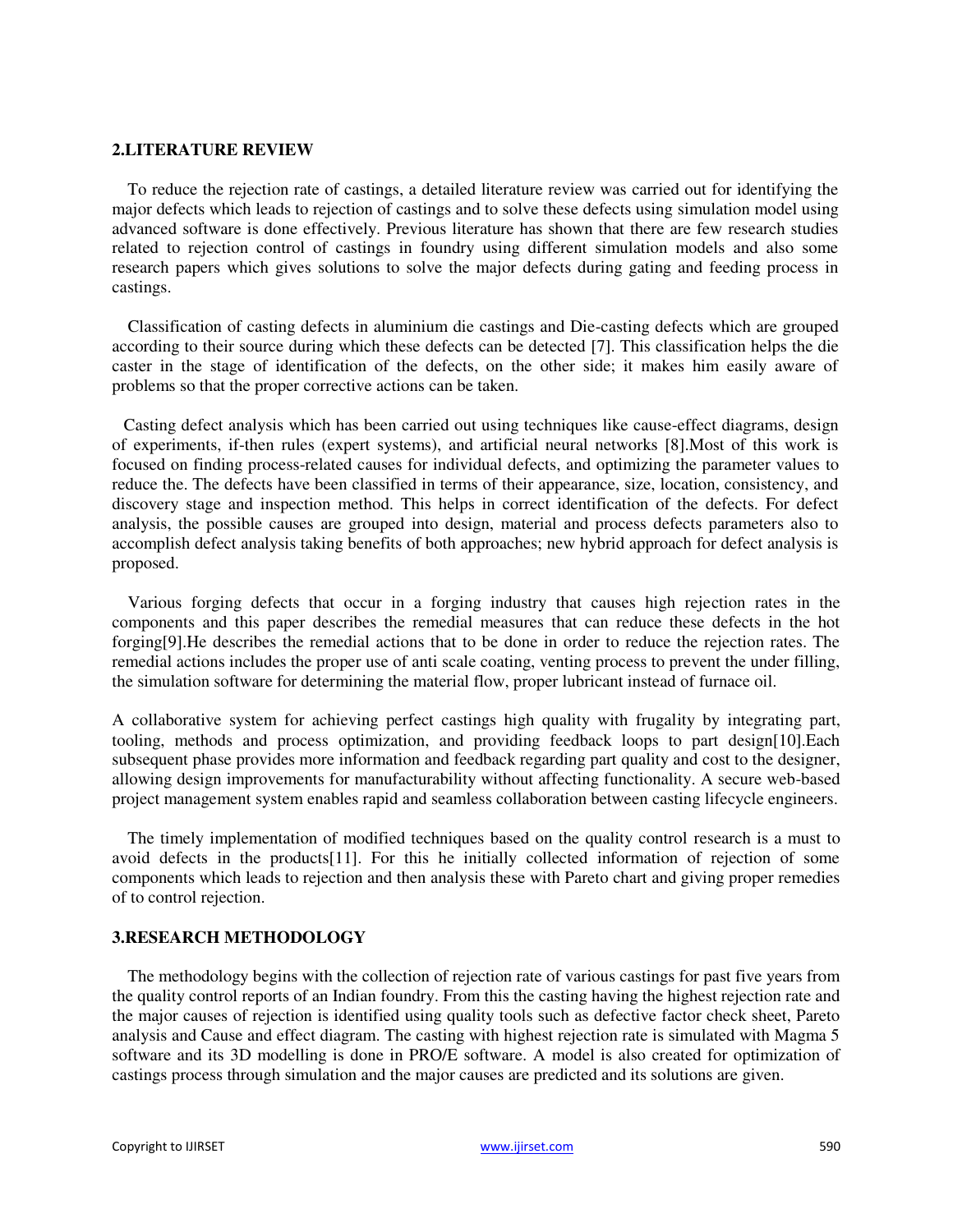## 2.LITERATURE REVIEW

To reduce the rejection rate of castings, a detailed literature review was carried out for identifying the major defects which leads to rejection of castings and to solve these defects using simulation model using advanced software is done effectively. Previous literature has shown that there are few research studies related to rejection control of castings in foundry using different simulation models and also some research papers which gives solutions to solve the major defects during gating and feeding process in castings.

Classification of casting defects in aluminium die castings and Die-casting defects which are grouped according to their source during which these defects can be detected [7]. This classification helps the die caster in the stage of identification of the defects, on the other side; it makes him easily aware of problems so that the proper corrective actions can be taken.

Casting defect analysis which has been carried out using techniques like cause-effect diagrams, design of experiments, if-then rules (expert systems), and artificial neural networks [8].Most of this work is focused on finding process-related causes for individual defects, and optimizing the parameter values to reduce the. The defects have been classified in terms of their appearance, size, location, consistency, and discovery stage and inspection method. This helps in correct identification of the defects. For defect analysis, the possible causes are grouped into design, material and process defects parameters also to accomplish defect analysis taking benefits of both approaches; new hybrid approach for defect analysis is proposed.

Various forging defects that occur in a forging industry that causes high rejection rates in the components and this paper describes the remedial measures that can reduce these defects in the hot forging[9].He describes the remedial actions that to be done in order to reduce the rejection rates. The remedial actions includes the proper use of anti scale coating, venting process to prevent the under filling, the simulation software for determining the material flow, proper lubricant instead of furnace oil.

A collaborative system for achieving perfect castings high quality with frugality by integrating part, tooling, methods and process optimization, and providing feedback loops to part design[10].Each subsequent phase provides more information and feedback regarding part quality and cost to the designer, allowing design improvements for manufacturability without affecting functionality. A secure web-based project management system enables rapid and seamless collaboration between casting lifecycle engineers.

The timely implementation of modified techniques based on the quality control research is a must to avoid defects in the products[11]. For this he initially collected information of rejection of some components which leads to rejection and then analysis these with Pareto chart and giving proper remedies of to control rejection.

## 3.RESEARCH METHODOLOGY

The methodology begins with the collection of rejection rate of various castings for past five years from the quality control reports of an Indian foundry. From this the casting having the highest rejection rate and the major causes of rejection is identified using quality tools such as defective factor check sheet, Pareto analysis and Cause and effect diagram. The casting with highest rejection rate is simulated with Magma 5 software and its 3D modelling is done in PRO/E software. A model is also created for optimization of castings process through simulation and the major causes are predicted and its solutions are given.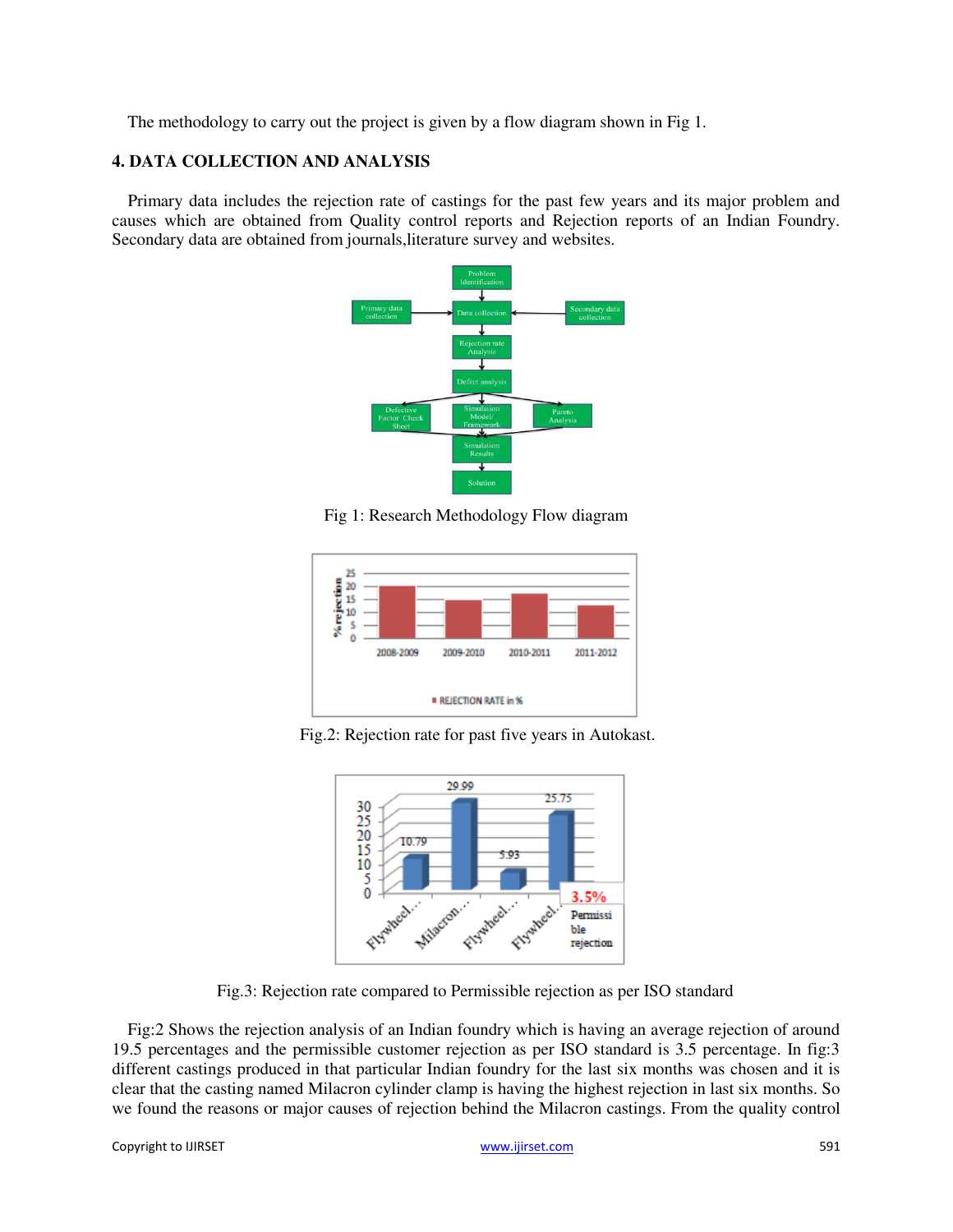The methodology to carry out the project is given by a flow diagram shown in Fig 1.

## 4. DATA COLLECTION AND ANALYSIS

Primary data includes the rejection rate of castings for the past few years and its major problem and causes which are obtained from Quality control reports and Rejection reports of an Indian Foundry. Secondary data are obtained from journals,literature survey and websites.

Fig 1: Research Methodology Flow diagram

Fig.2: Rejection rate for past five years in Autokast.

Fig.3: Rejection rate compared to Permissible rejection as per ISO standard

Fig:2 Shows the rejection analysis of an Indian foundry which is having an average rejection of around 19.5 percentages and the permissible customer rejection as per ISO standard is 3.5 percentage. In fig:3 different castings produced in that particular Indian foundry for the last six months was chosen and it is clear that the casting named Milacron cylinder clamp is having the highest rejection in last six months. So we found the reasons or major causes of rejection behind the Milacron castings. From the quality control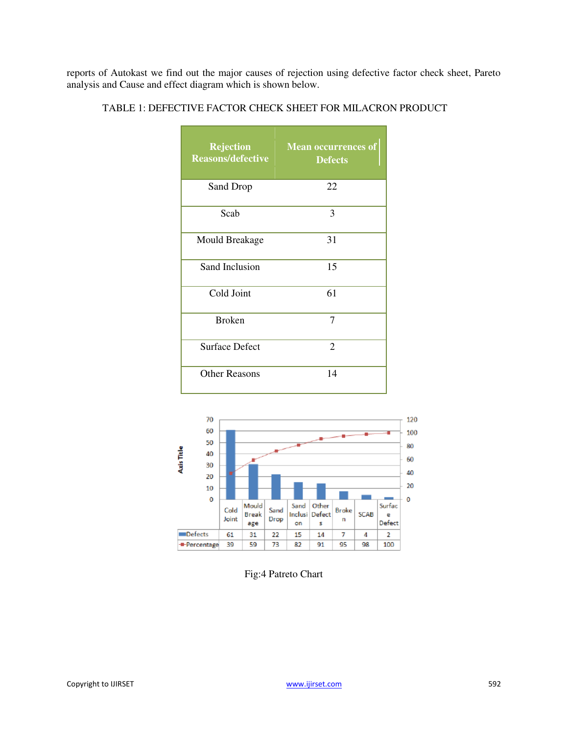reports of Autokast we find out the major causes of rejection using defective factor check sheet, Pareto analysis and Cause and effect diagram which is shown below.

TABLE 1: DEFECTIVE FACTOR CHECK SHEET FOR MILACRON PRODUCT

| Rejection Reasons/defective | Mean occurrences of Defects |
|---|---|
| Sand Drop | 22 |
| Scab | 3 |
| Mould Breakage | 31 |
| Sand Inclusion | 15 |
| Cold Joint | 61 |
| Broken | 7 |
| Surface Defect | 2 |
| Other Reasons | 14 |

| | Cold Joint | Mould Breakage | Sand Drop | Sand Inclusion | Other Defects | Broken | SCAB | Surface Defect |
|---|---|---|---|---|---|---|---|---|
| Defects | 61 | 31 | 22 | 15 | 14 | 7 | 4 | 2 |
| Percentage | 39 | 59 | 73 | 82 | 91 | 95 | 98 | 100 |

Fig:4 Patreto Chart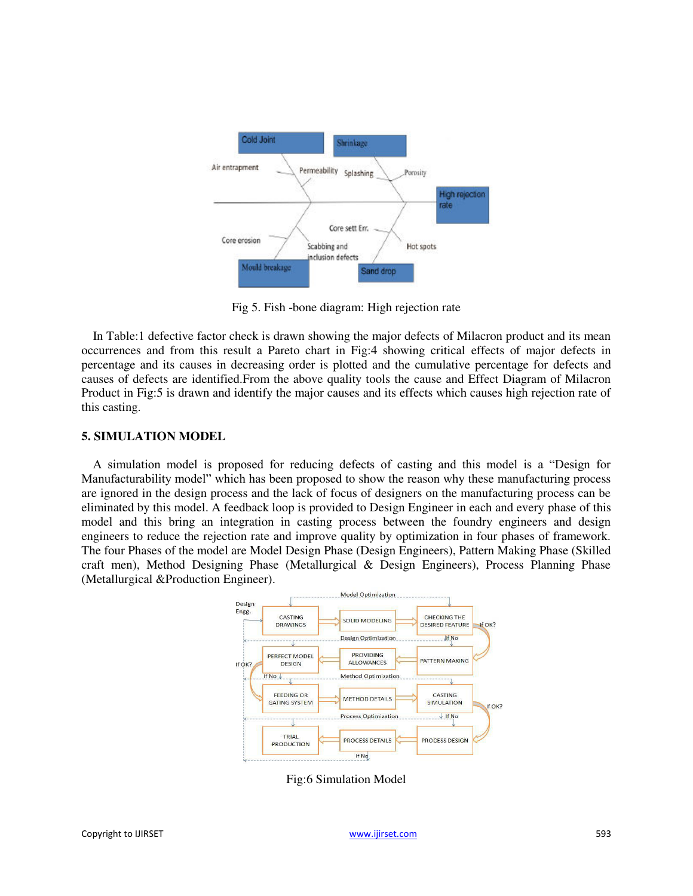Fig 5. Fish -bone diagram: High rejection rate

In Table:1 defective factor check is drawn showing the major defects of Milacron product and its mean occurrences and from this result a Pareto chart in Fig:4 showing critical effects of major defects in percentage and its causes in decreasing order is plotted and the cumulative percentage for defects and causes of defects are identified.From the above quality tools the cause and Effect Diagram of Milacron Product in Fig:5 is drawn and identify the major causes and its effects which causes high rejection rate of this casting.

## 5. SIMULATION MODEL

A simulation model is proposed for reducing defects of casting and this model is a "Design for Manufacturability model" which has been proposed to show the reason why these manufacturing process are ignored in the design process and the lack of focus of designers on the manufacturing process can be eliminated by this model. A feedback loop is provided to Design Engineer in each and every phase of this model and this bring an integration in casting process between the foundry engineers and design engineers to reduce the rejection rate and improve quality by optimization in four phases of framework. The four Phases of the model are Model Design Phase (Design Engineers), Pattern Making Phase (Skilled craft men), Method Designing Phase (Metallurgical & Design Engineers), Process Planning Phase (Metallurgical &Production Engineer).

Fig:6 Simulation Model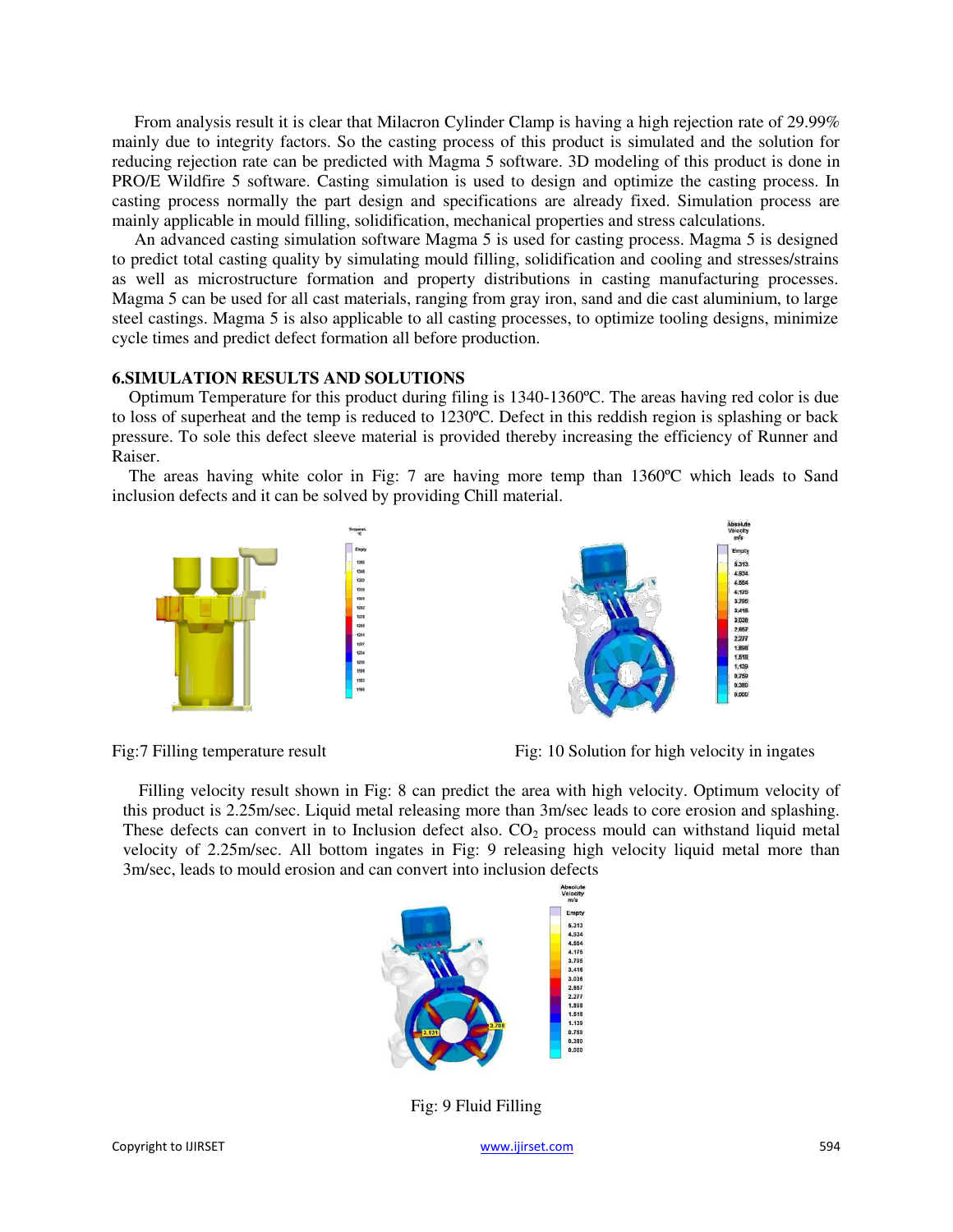From analysis result it is clear that Milacron Cylinder Clamp is having a high rejection rate of 29.99% mainly due to integrity factors. So the casting process of this product is simulated and the solution for reducing rejection rate can be predicted with Magma 5 software. 3D modeling of this product is done in PRO/E Wildfire 5 software. Casting simulation is used to design and optimize the casting process. In casting process normally the part design and specifications are already fixed. Simulation process are mainly applicable in mould filling, solidification, mechanical properties and stress calculations.

An advanced casting simulation software Magma 5 is used for casting process. Magma 5 is designed to predict total casting quality by simulating mould filling, solidification and cooling and stresses/strains as well as microstructure formation and property distributions in casting manufacturing processes. Magma 5 can be used for all cast materials, ranging from gray iron, sand and die cast aluminium, to large steel castings. Magma 5 is also applicable to all casting processes, to optimize tooling designs, minimize cycle times and predict defect formation all before production.

## 6.SIMULATION RESULTS AND SOLUTIONS

Optimum Temperature for this product during filing is 1340-1360ºC. The areas having red color is due to loss of superheat and the temp is reduced to 1230ºC. Defect in this reddish region is splashing or back pressure. To sole this defect sleeve material is provided thereby increasing the efficiency of Runner and Raiser.

The areas having white color in Fig: 7 are having more temp than 1360ºC which leads to Sand inclusion defects and it can be solved by providing Chill material.

Fig:7 Filling temperature result

Fig: 10 Solution for high velocity in ingates

Filling velocity result shown in Fig: 8 can predict the area with high velocity. Optimum velocity of this product is 2.25m/sec. Liquid metal releasing more than 3m/sec leads to core erosion and splashing. These defects can convert in to Inclusion defect also. $CO_2$ process mould can withstand liquid metal velocity of 2.25m/sec. All bottom ingates in Fig: 9 releasing high velocity liquid metal more than 3m/sec, leads to mould erosion and can convert into inclusion defects

Fig: 9 Fluid Filling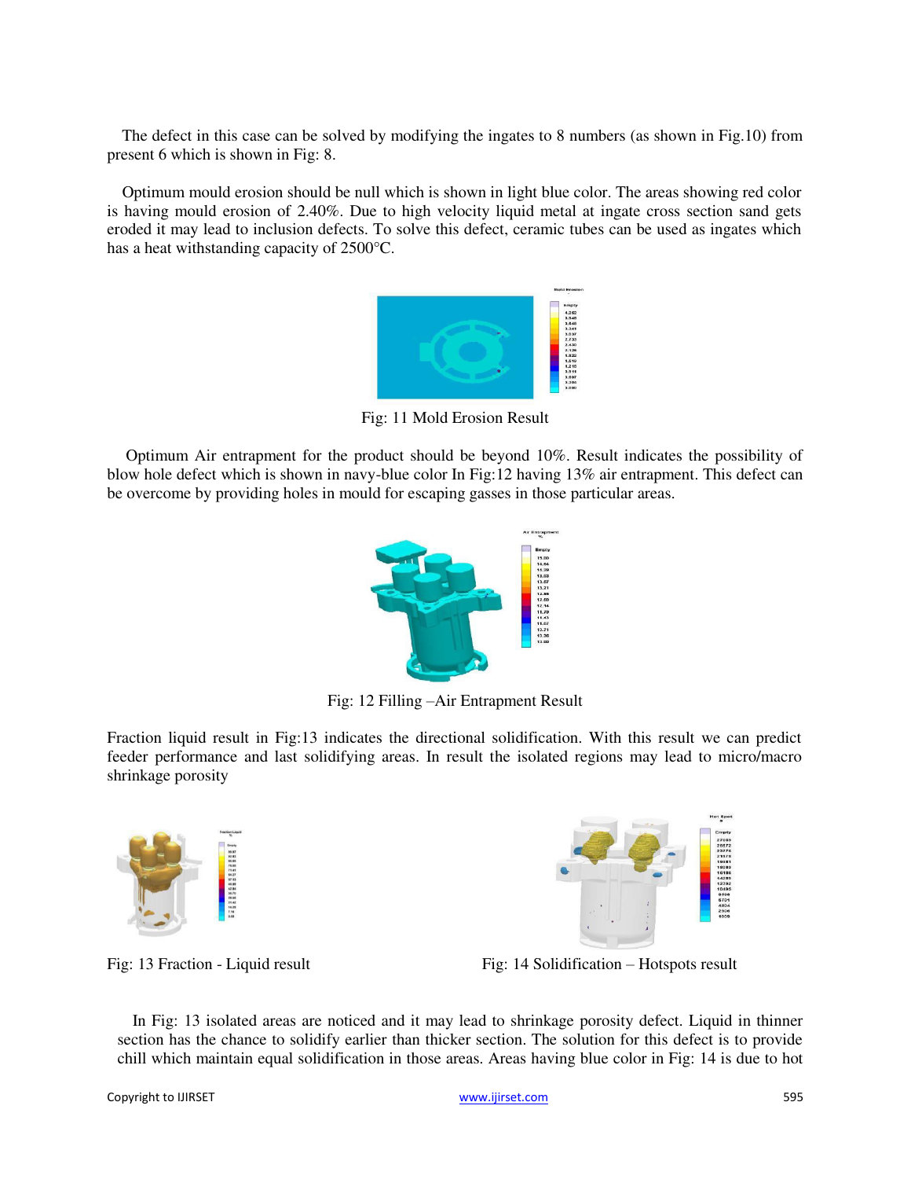The defect in this case can be solved by modifying the ingates to 8 numbers (as shown in Fig.10) from present 6 which is shown in Fig: 8.

Optimum mould erosion should be null which is shown in light blue color. The areas showing red color is having mould erosion of 2.40%. Due to high velocity liquid metal at ingate cross section sand gets eroded it may lead to inclusion defects. To solve this defect, ceramic tubes can be used as ingates which has a heat withstanding capacity of 2500°C.

Fig: 11 Mold Erosion Result

Optimum Air entrapment for the product should be beyond 10%. Result indicates the possibility of blow hole defect which is shown in navy-blue color In Fig:12 having 13% air entrapment. This defect can be overcome by providing holes in mould for escaping gasses in those particular areas.

Fig: 12 Filling –Air Entrapment Result

Fraction liquid result in Fig:13 indicates the directional solidification. With this result we can predict feeder performance and last solidifying areas. In result the isolated regions may lead to micro/macro shrinkage porosity

Fig: 13 Fraction - Liquid result

Fig: 14 Solidification – Hotspots result

In Fig: 13 isolated areas are noticed and it may lead to shrinkage porosity defect. Liquid in thinner section has the chance to solidify earlier than thicker section. The solution for this defect is to provide chill which maintain equal solidification in those areas. Areas having blue color in Fig: 14 is due to hot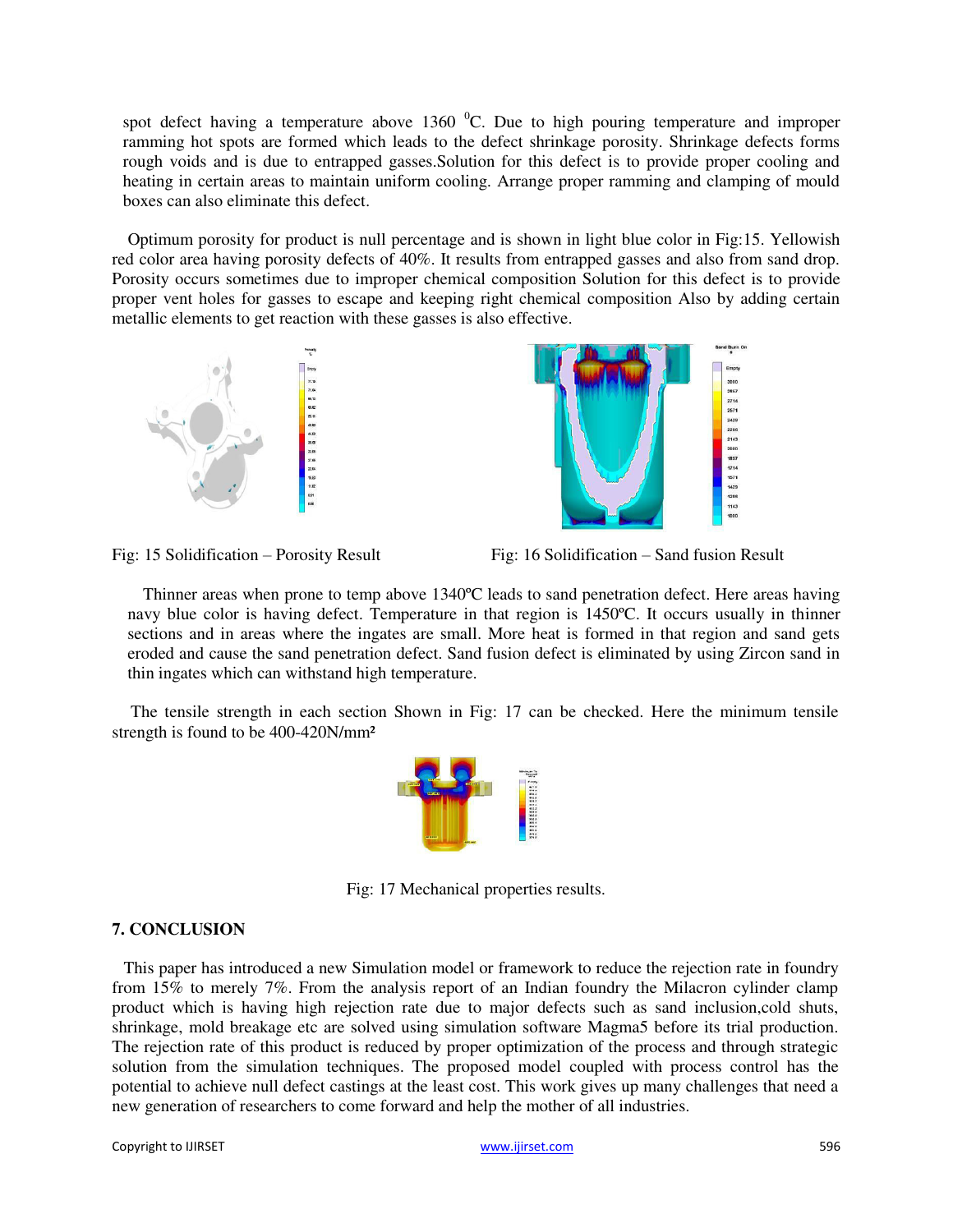spot defect having a temperature above 1360 $^{0}$C. Due to high pouring temperature and improper ramming hot spots are formed which leads to the defect shrinkage porosity. Shrinkage defects forms rough voids and is due to entrapped gasses.Solution for this defect is to provide proper cooling and heating in certain areas to maintain uniform cooling. Arrange proper ramming and clamping of mould boxes can also eliminate this defect.

Optimum porosity for product is null percentage and is shown in light blue color in Fig:15. Yellowish red color area having porosity defects of 40%. It results from entrapped gasses and also from sand drop. Porosity occurs sometimes due to improper chemical composition Solution for this defect is to provide proper vent holes for gasses to escape and keeping right chemical composition Also by adding certain metallic elements to get reaction with these gasses is also effective.

Fig: 15 Solidification – Porosity Result

Fig: 16 Solidification – Sand fusion Result

Thinner areas when prone to temp above 1340ºC leads to sand penetration defect. Here areas having navy blue color is having defect. Temperature in that region is 1450ºC. It occurs usually in thinner sections and in areas where the ingates are small. More heat is formed in that region and sand gets eroded and cause the sand penetration defect. Sand fusion defect is eliminated by using Zircon sand in thin ingates which can withstand high temperature.

The tensile strength in each section Shown in Fig: 17 can be checked. Here the minimum tensile strength is found to be 400-420N/mm²

Fig: 17 Mechanical properties results.

## 7. CONCLUSION

This paper has introduced a new Simulation model or framework to reduce the rejection rate in foundry from 15% to merely 7%. From the analysis report of an Indian foundry the Milacron cylinder clamp product which is having high rejection rate due to major defects such as sand inclusion,cold shuts, shrinkage, mold breakage etc are solved using simulation software Magma5 before its trial production. The rejection rate of this product is reduced by proper optimization of the process and through strategic solution from the simulation techniques. The proposed model coupled with process control has the potential to achieve null defect castings at the least cost. This work gives up many challenges that need a new generation of researchers to come forward and help the mother of all industries.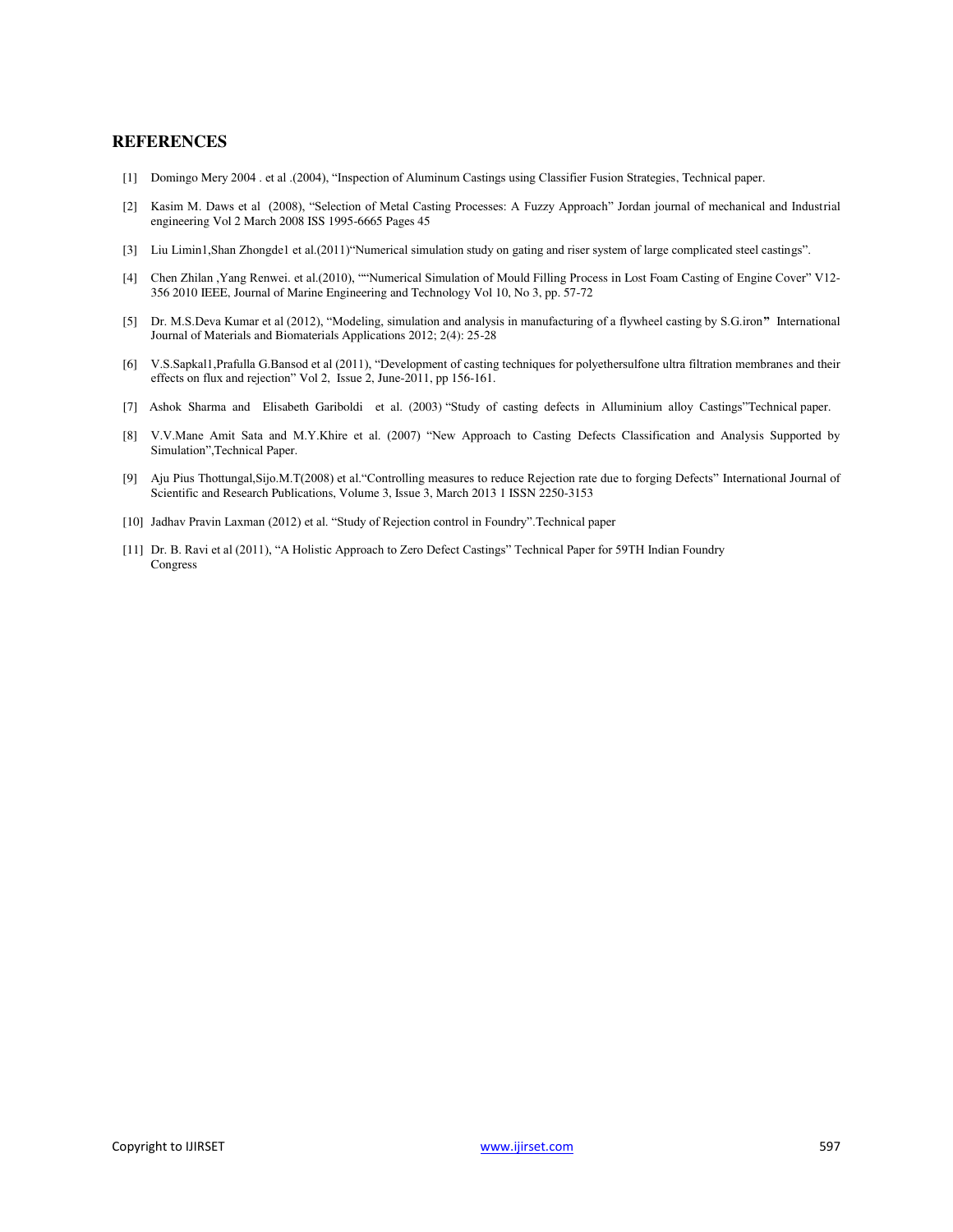## REFERENCES

[1] Domingo Mery 2004 . et al .(2004), "Inspection of Aluminum Castings using Classifier Fusion Strategies, Technical paper.

[2] Kasim M. Daws et al (2008), "Selection of Metal Casting Processes: A Fuzzy Approach" Jordan journal of mechanical and Industrial engineering Vol 2 March 2008 ISS 1995-6665 Pages 45

[3] Liu Limin1,Shan Zhongde1 et al.(2011)"Numerical simulation study on gating and riser system of large complicated steel castings".

[4] Chen Zhilan ,Yang Renwei. et al.(2010), ""Numerical Simulation of Mould Filling Process in Lost Foam Casting of Engine Cover" V12-356 2010 IEEE, Journal of Marine Engineering and Technology Vol 10, No 3, pp. 57-72

[5] Dr. M.S.Deva Kumar et al (2012), "Modeling, simulation and analysis in manufacturing of a flywheel casting by S.G.iron" International Journal of Materials and Biomaterials Applications 2012; 2(4): 25-28

[6] V.S.Sapkal1,Prafulla G.Bansod et al (2011), "Development of casting techniques for polyethersulfone ultra filtration membranes and their effects on flux and rejection" Vol 2, Issue 2, June-2011, pp 156-161.

[7] Ashok Sharma and Elisabeth Gariboldi et al. (2003) "Study of casting defects in Alluminium alloy Castings"Technical paper.

[8] V.V.Mane Amit Sata and M.Y.Khire et al. (2007) "New Approach to Casting Defects Classification and Analysis Supported by Simulation",Technical Paper.

[9] Aju Pius Thottungal,Sijo.M.T(2008) et al."Controlling measures to reduce Rejection rate due to forging Defects" International Journal of Scientific and Research Publications, Volume 3, Issue 3, March 2013 1 ISSN 2250-3153

[10] Jadhav Pravin Laxman (2012) et al. "Study of Rejection control in Foundry".Technical paper

[11] Dr. B. Ravi et al (2011), "A Holistic Approach to Zero Defect Castings" Technical Paper for 59TH Indian Foundry Congress